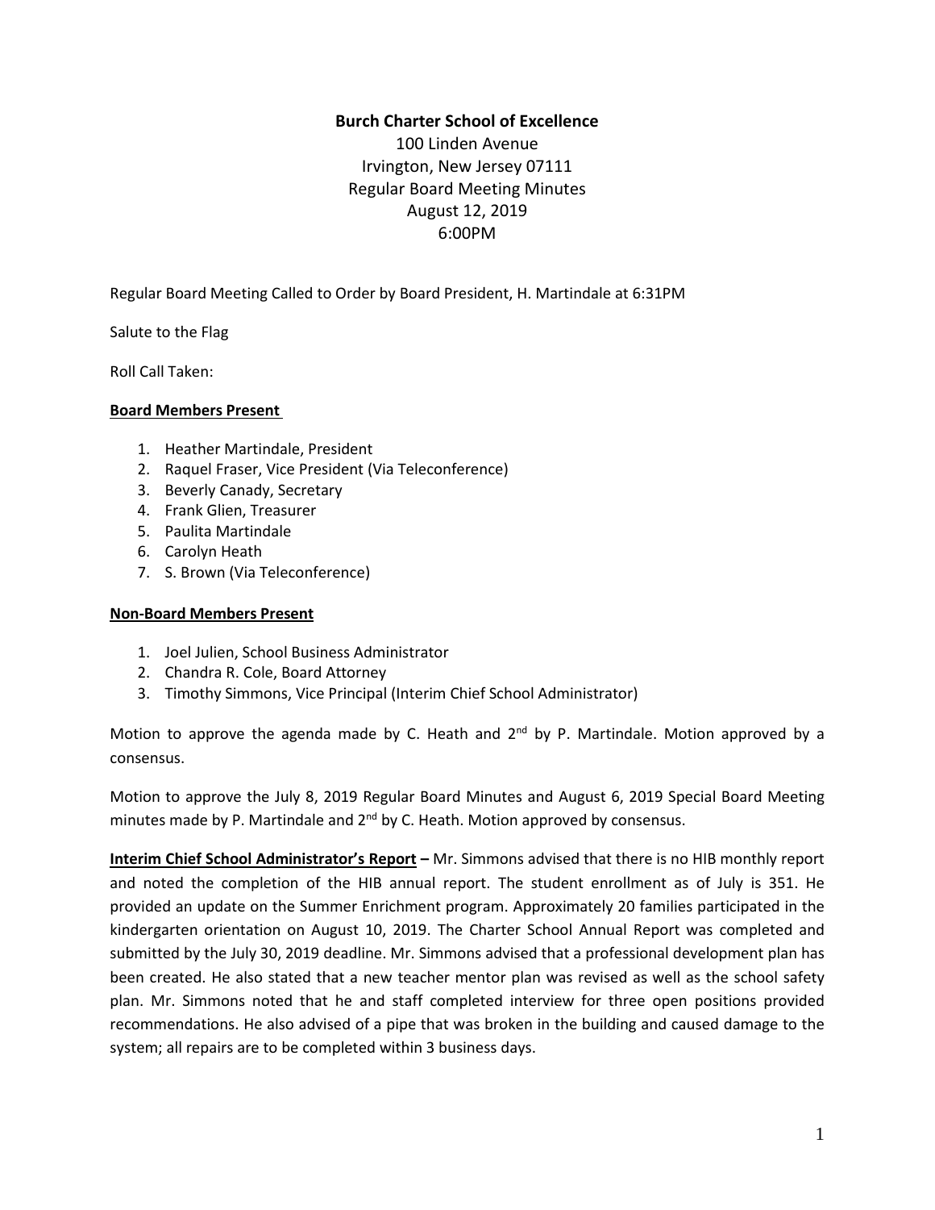**Burch Charter School of Excellence**

100 Linden Avenue
Irvington, New Jersey 07111
Regular Board Meeting Minutes
August 12, 2019
6:00PM

Regular Board Meeting Called to Order by Board President, H. Martindale at 6:31PM

Salute to the Flag

Roll Call Taken:

**Board Members Present**

1. Heather Martindale, President
2. Raquel Fraser, Vice President (Via Teleconference)
3. Beverly Canady, Secretary
4. Frank Glien, Treasurer
5. Paulita Martindale
6. Carolyn Heath
7. S. Brown (Via Teleconference)

**Non-Board Members Present**

1. Joel Julien, School Business Administrator
2. Chandra R. Cole, Board Attorney
3. Timothy Simmons, Vice Principal (Interim Chief School Administrator)

Motion to approve the agenda made by C. Heath and 2nd by P. Martindale. Motion approved by a consensus.

Motion to approve the July 8, 2019 Regular Board Minutes and August 6, 2019 Special Board Meeting minutes made by P. Martindale and 2nd by C. Heath. Motion approved by consensus.

**Interim Chief School Administrator's Report –** Mr. Simmons advised that there is no HIB monthly report and noted the completion of the HIB annual report. The student enrollment as of July is 351. He provided an update on the Summer Enrichment program. Approximately 20 families participated in the kindergarten orientation on August 10, 2019. The Charter School Annual Report was completed and submitted by the July 30, 2019 deadline. Mr. Simmons advised that a professional development plan has been created. He also stated that a new teacher mentor plan was revised as well as the school safety plan. Mr. Simmons noted that he and staff completed interview for three open positions provided recommendations. He also advised of a pipe that was broken in the building and caused damage to the system; all repairs are to be completed within 3 business days.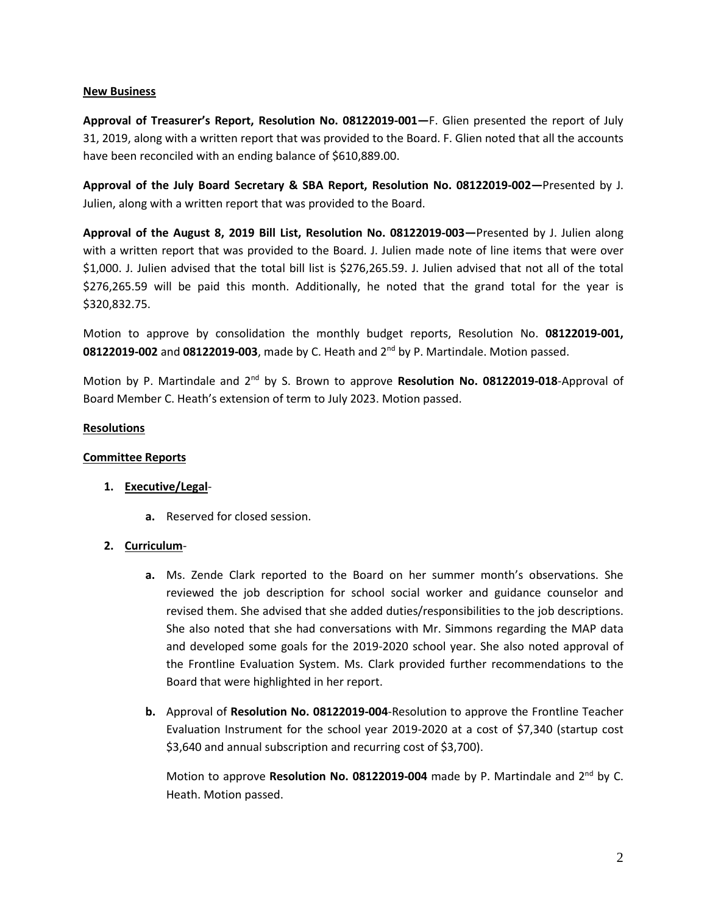**New Business**

**Approval of Treasurer's Report, Resolution No. 08122019-001—**F. Glien presented the report of July 31, 2019, along with a written report that was provided to the Board. F. Glien noted that all the accounts have been reconciled with an ending balance of $610,889.00.

**Approval of the July Board Secretary & SBA Report, Resolution No. 08122019-002—**Presented by J. Julien, along with a written report that was provided to the Board.

**Approval of the August 8, 2019 Bill List, Resolution No. 08122019-003—**Presented by J. Julien along with a written report that was provided to the Board. J. Julien made note of line items that were over $1,000. J. Julien advised that the total bill list is $276,265.59. J. Julien advised that not all of the total $276,265.59 will be paid this month. Additionally, he noted that the grand total for the year is $320,832.75.

Motion to approve by consolidation the monthly budget reports, Resolution No. **08122019-001, 08122019-002** and **08122019-003**, made by C. Heath and 2nd by P. Martindale. Motion passed.

Motion by P. Martindale and 2nd by S. Brown to approve **Resolution No. 08122019-018**-Approval of Board Member C. Heath's extension of term to July 2023. Motion passed.

**Resolutions**

**Committee Reports**

1. **Executive/Legal**-
   a. Reserved for closed session.

2. **Curriculum**-
   a. Ms. Zende Clark reported to the Board on her summer month's observations. She reviewed the job description for school social worker and guidance counselor and revised them. She advised that she added duties/responsibilities to the job descriptions. She also noted that she had conversations with Mr. Simmons regarding the MAP data and developed some goals for the 2019-2020 school year. She also noted approval of the Frontline Evaluation System. Ms. Clark provided further recommendations to the Board that were highlighted in her report.

   b. Approval of **Resolution No. 08122019-004**-Resolution to approve the Frontline Teacher Evaluation Instrument for the school year 2019-2020 at a cost of $7,340 (startup cost $3,640 and annual subscription and recurring cost of $3,700).

      Motion to approve **Resolution No. 08122019-004** made by P. Martindale and 2nd by C. Heath. Motion passed.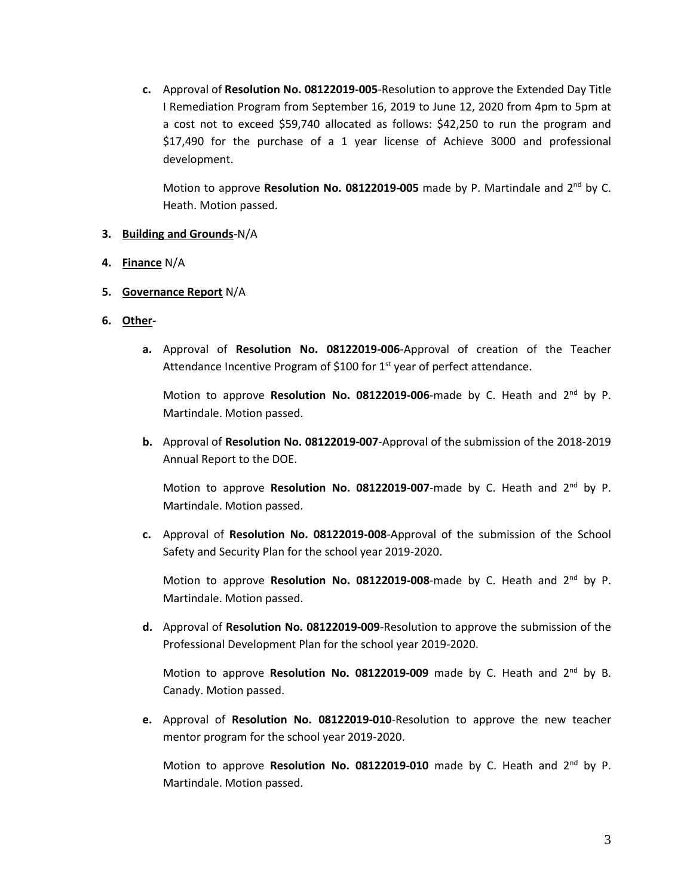c. Approval of **Resolution No. 08122019-005**-Resolution to approve the Extended Day Title I Remediation Program from September 16, 2019 to June 12, 2020 from 4pm to 5pm at a cost not to exceed $59,740 allocated as follows: $42,250 to run the program and $17,490 for the purchase of a 1 year license of Achieve 3000 and professional development.

   Motion to approve **Resolution No. 08122019-005** made by P. Martindale and 2nd by C. Heath. Motion passed.

3. **Building and Grounds**-N/A

4. **Finance** N/A

5. **Governance Report** N/A

6. **Other-**

   a. Approval of **Resolution No. 08122019-006**-Approval of creation of the Teacher Attendance Incentive Program of $100 for 1st year of perfect attendance.

      Motion to approve **Resolution No. 08122019-006**-made by C. Heath and 2nd by P. Martindale. Motion passed.

   b. Approval of **Resolution No. 08122019-007**-Approval of the submission of the 2018-2019 Annual Report to the DOE.

      Motion to approve **Resolution No. 08122019-007**-made by C. Heath and 2nd by P. Martindale. Motion passed.

   c. Approval of **Resolution No. 08122019-008**-Approval of the submission of the School Safety and Security Plan for the school year 2019-2020.

      Motion to approve **Resolution No. 08122019-008**-made by C. Heath and 2nd by P. Martindale. Motion passed.

   d. Approval of **Resolution No. 08122019-009**-Resolution to approve the submission of the Professional Development Plan for the school year 2019-2020.

      Motion to approve **Resolution No. 08122019-009** made by C. Heath and 2nd by B. Canady. Motion passed.

   e. Approval of **Resolution No. 08122019-010**-Resolution to approve the new teacher mentor program for the school year 2019-2020.

      Motion to approve **Resolution No. 08122019-010** made by C. Heath and 2nd by P. Martindale. Motion passed.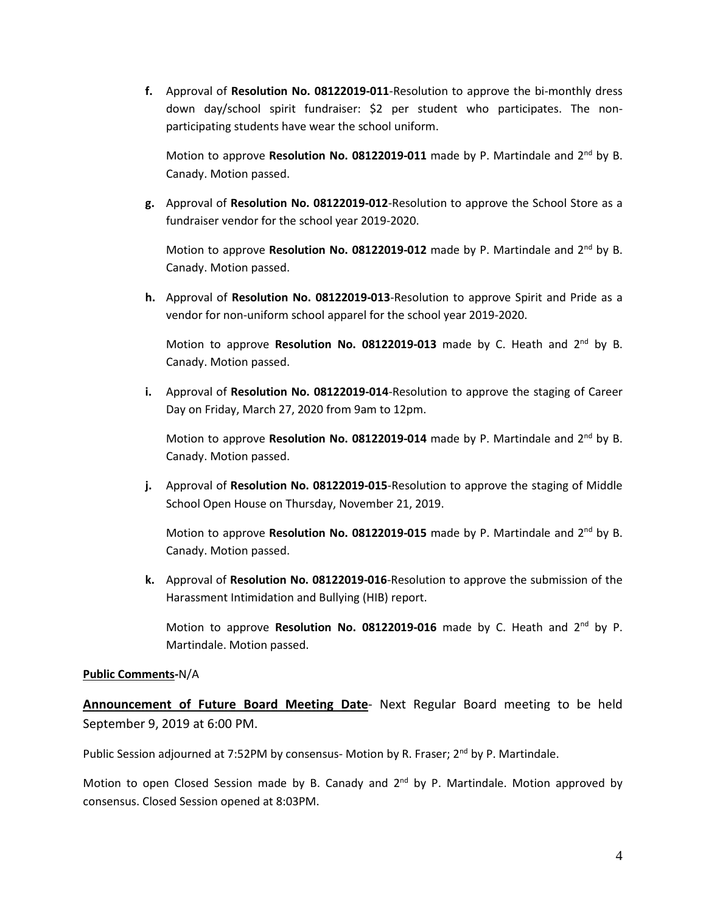f. Approval of **Resolution No. 08122019-011**-Resolution to approve the bi-monthly dress down day/school spirit fundraiser: $2 per student who participates. The non-participating students have wear the school uniform.

   Motion to approve **Resolution No. 08122019-011** made by P. Martindale and 2nd by B. Canady. Motion passed.

g. Approval of **Resolution No. 08122019-012**-Resolution to approve the School Store as a fundraiser vendor for the school year 2019-2020.

   Motion to approve **Resolution No. 08122019-012** made by P. Martindale and 2nd by B. Canady. Motion passed.

h. Approval of **Resolution No. 08122019-013**-Resolution to approve Spirit and Pride as a vendor for non-uniform school apparel for the school year 2019-2020.

   Motion to approve **Resolution No. 08122019-013** made by C. Heath and 2nd by B. Canady. Motion passed.

i. Approval of **Resolution No. 08122019-014**-Resolution to approve the staging of Career Day on Friday, March 27, 2020 from 9am to 12pm.

   Motion to approve **Resolution No. 08122019-014** made by P. Martindale and 2nd by B. Canady. Motion passed.

j. Approval of **Resolution No. 08122019-015**-Resolution to approve the staging of Middle School Open House on Thursday, November 21, 2019.

   Motion to approve **Resolution No. 08122019-015** made by P. Martindale and 2nd by B. Canady. Motion passed.

k. Approval of **Resolution No. 08122019-016**-Resolution to approve the submission of the Harassment Intimidation and Bullying (HIB) report.

   Motion to approve **Resolution No. 08122019-016** made by C. Heath and 2nd by P. Martindale. Motion passed.

**Public Comments**-N/A

**Announcement of Future Board Meeting Date**- Next Regular Board meeting to be held September 9, 2019 at 6:00 PM.

Public Session adjourned at 7:52PM by consensus- Motion by R. Fraser; 2nd by P. Martindale.

Motion to open Closed Session made by B. Canady and 2nd by P. Martindale. Motion approved by consensus. Closed Session opened at 8:03PM.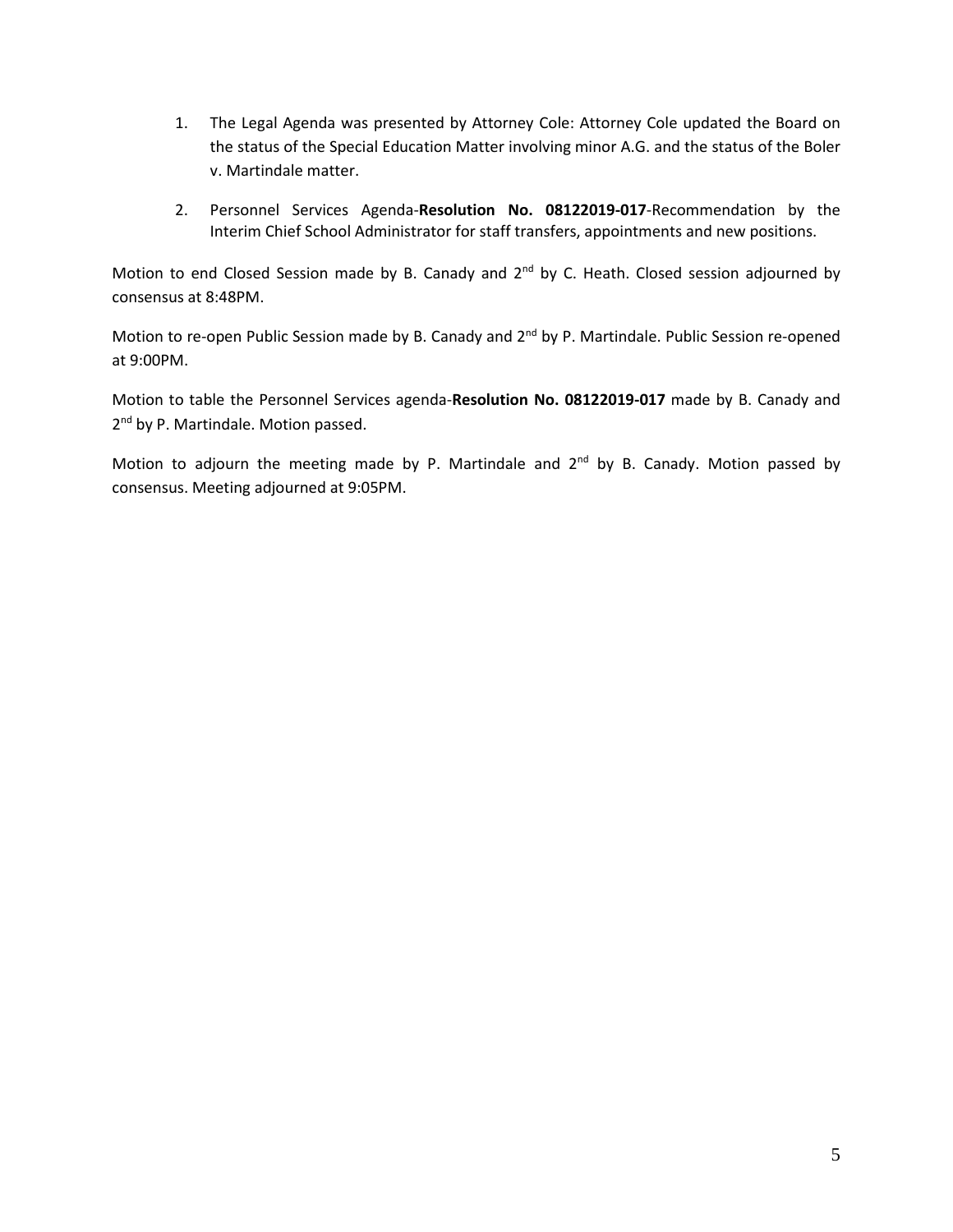1. The Legal Agenda was presented by Attorney Cole: Attorney Cole updated the Board on the status of the Special Education Matter involving minor A.G. and the status of the Boler v. Martindale matter.

2. Personnel Services Agenda-**Resolution No. 08122019-017**-Recommendation by the Interim Chief School Administrator for staff transfers, appointments and new positions.

Motion to end Closed Session made by B. Canady and 2nd by C. Heath. Closed session adjourned by consensus at 8:48PM.

Motion to re-open Public Session made by B. Canady and 2nd by P. Martindale. Public Session re-opened at 9:00PM.

Motion to table the Personnel Services agenda-**Resolution No. 08122019-017** made by B. Canady and 2nd by P. Martindale. Motion passed.

Motion to adjourn the meeting made by P. Martindale and 2nd by B. Canady. Motion passed by consensus. Meeting adjourned at 9:05PM.